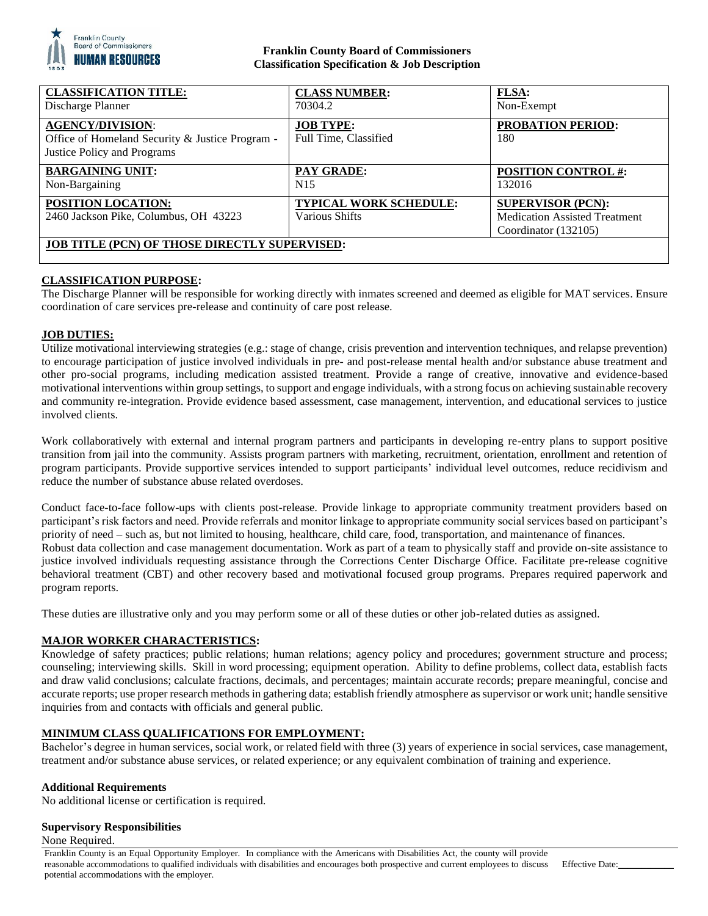**Franklin County Board of Commissioners**
**Classification Specification & Job Description**

| **CLASSIFICATION TITLE:** Discharge Planner | **CLASS NUMBER:** 70304.2 | **FLSA:** Non-Exempt |
|---|---|---|
| **AGENCY/DIVISION:** Office of Homeland Security & Justice Program - Justice Policy and Programs | **JOB TYPE:** Full Time, Classified | **PROBATION PERIOD:** 180 |
| **BARGAINING UNIT:** Non-Bargaining | **PAY GRADE:** N15 | **POSITION CONTROL #:** 132016 |
| **POSITION LOCATION:** 2460 Jackson Pike, Columbus, OH 43223 | **TYPICAL WORK SCHEDULE:** Various Shifts | **SUPERVISOR (PCN):** Medication Assisted Treatment Coordinator (132105) |
| **JOB TITLE (PCN) OF THOSE DIRECTLY SUPERVISED:** | | |

## CLASSIFICATION PURPOSE:

The Discharge Planner will be responsible for working directly with inmates screened and deemed as eligible for MAT services. Ensure coordination of care services pre-release and continuity of care post release.

## JOB DUTIES:

Utilize motivational interviewing strategies (e.g.: stage of change, crisis prevention and intervention techniques, and relapse prevention) to encourage participation of justice involved individuals in pre- and post-release mental health and/or substance abuse treatment and other pro-social programs, including medication assisted treatment. Provide a range of creative, innovative and evidence-based motivational interventions within group settings, to support and engage individuals, with a strong focus on achieving sustainable recovery and community re-integration. Provide evidence based assessment, case management, intervention, and educational services to justice involved clients.

Work collaboratively with external and internal program partners and participants in developing re-entry plans to support positive transition from jail into the community. Assists program partners with marketing, recruitment, orientation, enrollment and retention of program participants. Provide supportive services intended to support participants' individual level outcomes, reduce recidivism and reduce the number of substance abuse related overdoses.

Conduct face-to-face follow-ups with clients post-release. Provide linkage to appropriate community treatment providers based on participant's risk factors and need. Provide referrals and monitor linkage to appropriate community social services based on participant's priority of need – such as, but not limited to housing, healthcare, child care, food, transportation, and maintenance of finances.
Robust data collection and case management documentation. Work as part of a team to physically staff and provide on-site assistance to justice involved individuals requesting assistance through the Corrections Center Discharge Office. Facilitate pre-release cognitive behavioral treatment (CBT) and other recovery based and motivational focused group programs. Prepares required paperwork and program reports.

These duties are illustrative only and you may perform some or all of these duties or other job-related duties as assigned.

## MAJOR WORKER CHARACTERISTICS:

Knowledge of safety practices; public relations; human relations; agency policy and procedures; government structure and process; counseling; interviewing skills. Skill in word processing; equipment operation. Ability to define problems, collect data, establish facts and draw valid conclusions; calculate fractions, decimals, and percentages; maintain accurate records; prepare meaningful, concise and accurate reports; use proper research methods in gathering data; establish friendly atmosphere as supervisor or work unit; handle sensitive inquiries from and contacts with officials and general public.

## MINIMUM CLASS QUALIFICATIONS FOR EMPLOYMENT:

Bachelor's degree in human services, social work, or related field with three (3) years of experience in social services, case management, treatment and/or substance abuse services, or related experience; or any equivalent combination of training and experience.

### Additional Requirements

No additional license or certification is required.

### Supervisory Responsibilities

None Required.

Franklin County is an Equal Opportunity Employer. In compliance with the Americans with Disabilities Act, the county will provide reasonable accommodations to qualified individuals with disabilities and encourages both prospective and current employees to discuss potential accommodations with the employer. Effective Date:___________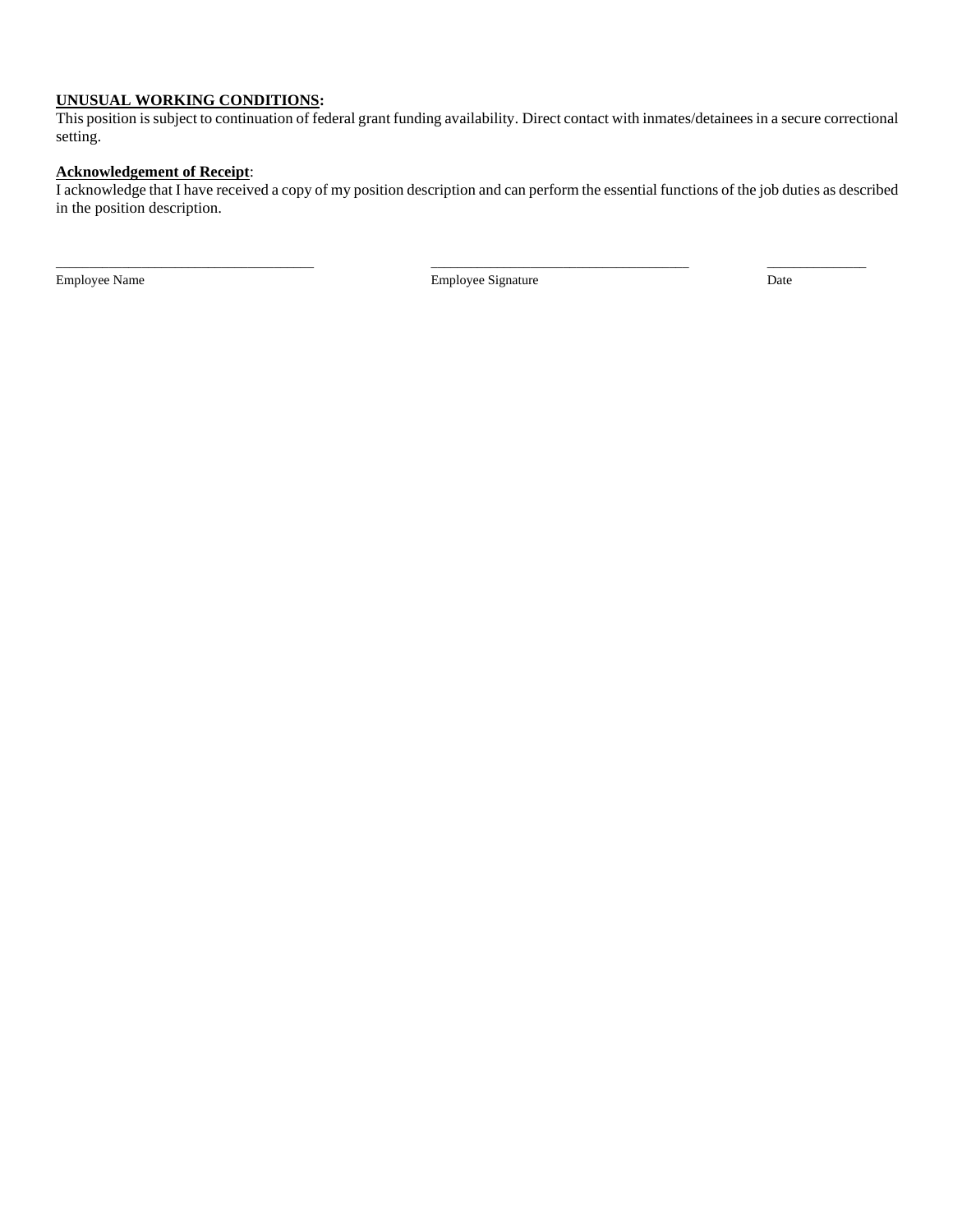**UNUSUAL WORKING CONDITIONS:**
This position is subject to continuation of federal grant funding availability. Direct contact with inmates/detainees in a secure correctional setting.

**Acknowledgement of Receipt**:
I acknowledge that I have received a copy of my position description and can perform the essential functions of the job duties as described in the position description.

| | | |
|---|---|---|
| ______________________________ | ______________________________ | ____________ |
| Employee Name | Employee Signature | Date |